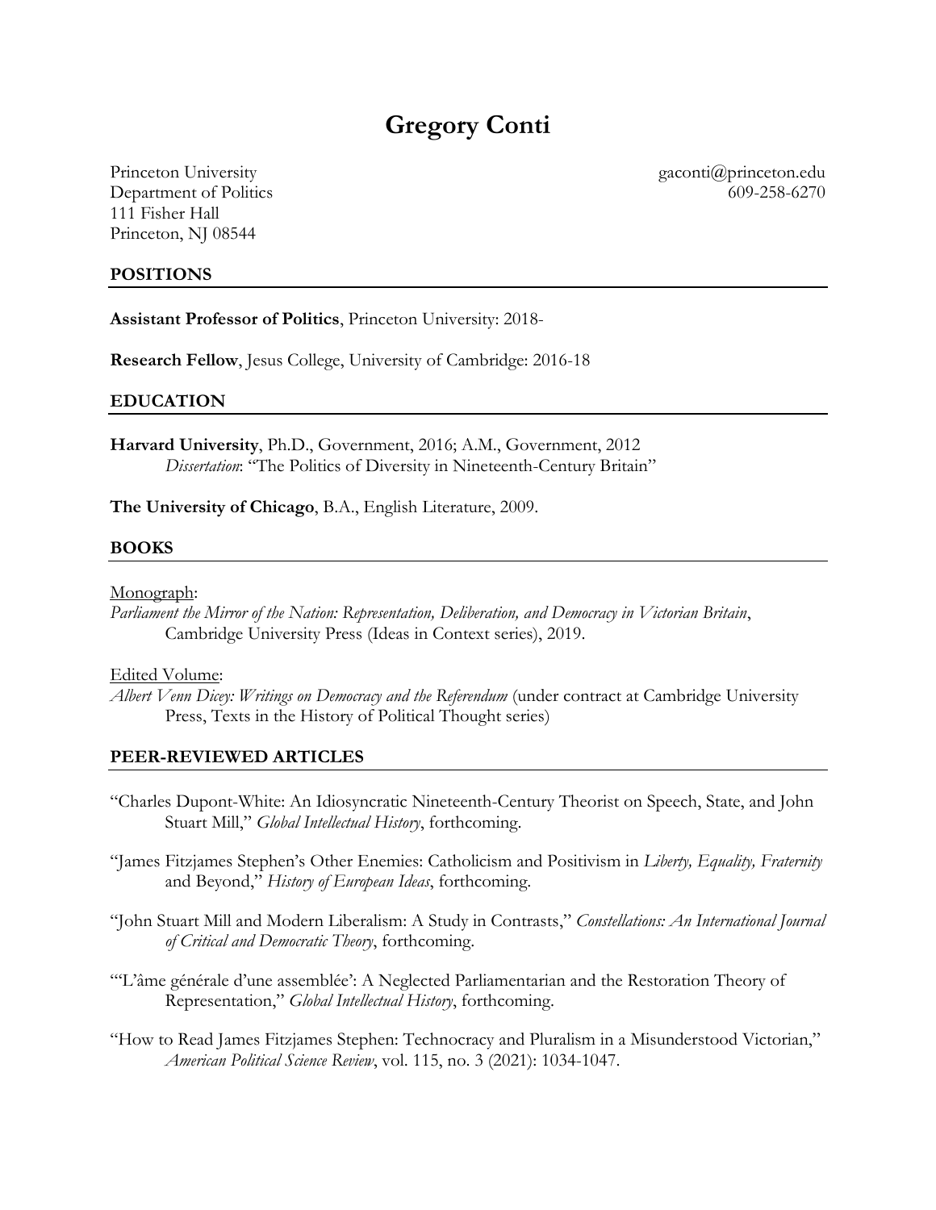# Gregory Conti

Princeton University
Department of Politics
111 Fisher Hall
Princeton, NJ 08544

gaconti@princeton.edu
609-258-6270

## POSITIONS

**Assistant Professor of Politics**, Princeton University: 2018-

**Research Fellow**, Jesus College, University of Cambridge: 2016-18

## EDUCATION

**Harvard University**, Ph.D., Government, 2016; A.M., Government, 2012
*Dissertation*: "The Politics of Diversity in Nineteenth-Century Britain"

**The University of Chicago**, B.A., English Literature, 2009.

## BOOKS

Monograph:
*Parliament the Mirror of the Nation: Representation, Deliberation, and Democracy in Victorian Britain*, Cambridge University Press (Ideas in Context series), 2019.

Edited Volume:
*Albert Venn Dicey: Writings on Democracy and the Referendum* (under contract at Cambridge University Press, Texts in the History of Political Thought series)

## PEER-REVIEWED ARTICLES

"Charles Dupont-White: An Idiosyncratic Nineteenth-Century Theorist on Speech, State, and John Stuart Mill," *Global Intellectual History*, forthcoming.

"James Fitzjames Stephen's Other Enemies: Catholicism and Positivism in *Liberty, Equality, Fraternity* and Beyond," *History of European Ideas*, forthcoming.

"John Stuart Mill and Modern Liberalism: A Study in Contrasts," *Constellations: An International Journal of Critical and Democratic Theory*, forthcoming.

"'L'âme générale d'une assemblée': A Neglected Parliamentarian and the Restoration Theory of Representation," *Global Intellectual History*, forthcoming.

"How to Read James Fitzjames Stephen: Technocracy and Pluralism in a Misunderstood Victorian," *American Political Science Review*, vol. 115, no. 3 (2021): 1034-1047.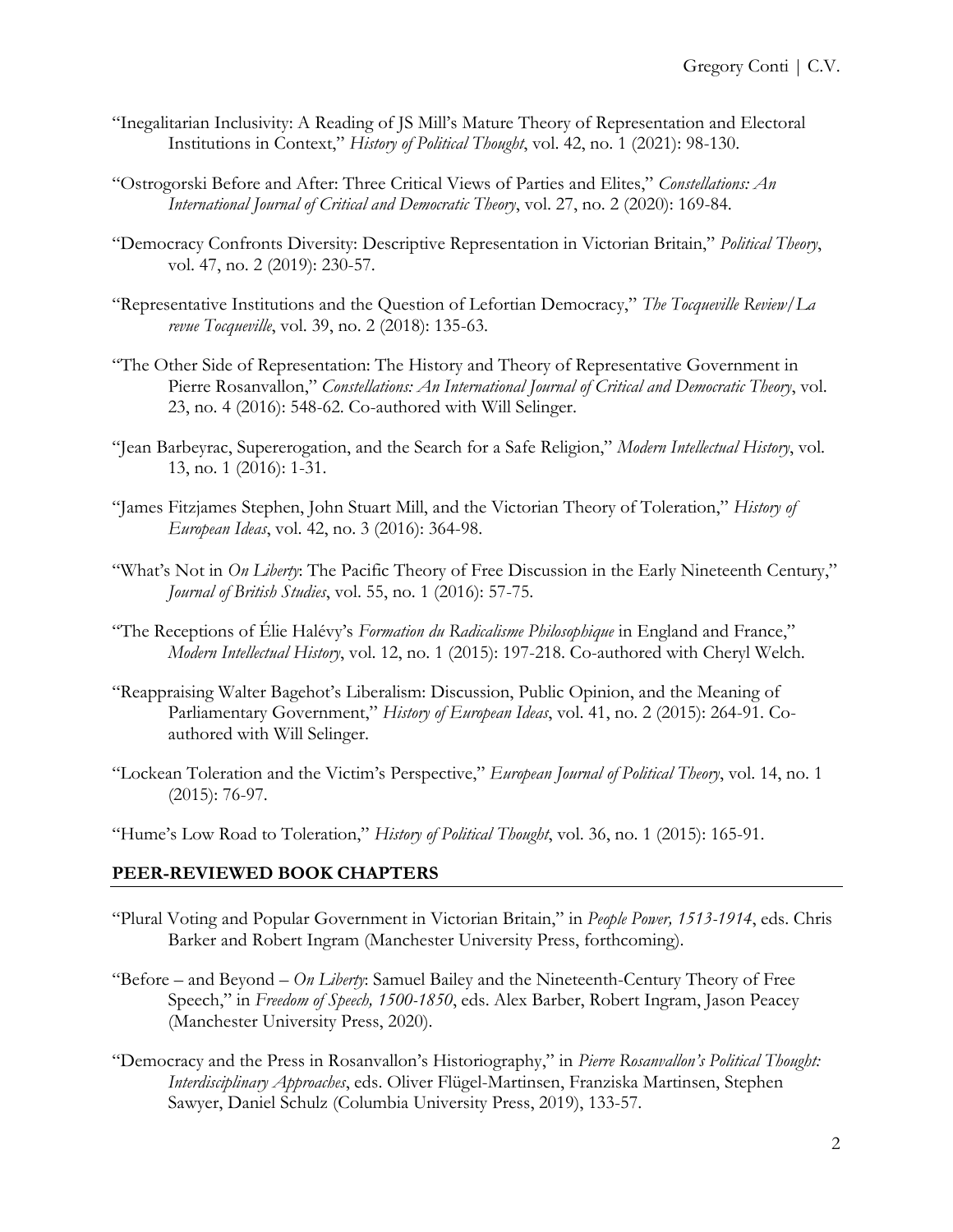"Inegalitarian Inclusivity: A Reading of JS Mill's Mature Theory of Representation and Electoral Institutions in Context," *History of Political Thought*, vol. 42, no. 1 (2021): 98-130.

"Ostrogorski Before and After: Three Critical Views of Parties and Elites," *Constellations: An International Journal of Critical and Democratic Theory*, vol. 27, no. 2 (2020): 169-84.

"Democracy Confronts Diversity: Descriptive Representation in Victorian Britain," *Political Theory*, vol. 47, no. 2 (2019): 230-57.

"Representative Institutions and the Question of Lefortian Democracy," *The Tocqueville Review/La revue Tocqueville*, vol. 39, no. 2 (2018): 135-63.

"The Other Side of Representation: The History and Theory of Representative Government in Pierre Rosanvallon," *Constellations: An International Journal of Critical and Democratic Theory*, vol. 23, no. 4 (2016): 548-62. Co-authored with Will Selinger.

"Jean Barbeyrac, Supererogation, and the Search for a Safe Religion," *Modern Intellectual History*, vol. 13, no. 1 (2016): 1-31.

"James Fitzjames Stephen, John Stuart Mill, and the Victorian Theory of Toleration," *History of European Ideas*, vol. 42, no. 3 (2016): 364-98.

"What's Not in *On Liberty*: The Pacific Theory of Free Discussion in the Early Nineteenth Century," *Journal of British Studies*, vol. 55, no. 1 (2016): 57-75.

"The Receptions of Élie Halévy's *Formation du Radicalisme Philosophique* in England and France," *Modern Intellectual History*, vol. 12, no. 1 (2015): 197-218. Co-authored with Cheryl Welch.

"Reappraising Walter Bagehot's Liberalism: Discussion, Public Opinion, and the Meaning of Parliamentary Government," *History of European Ideas*, vol. 41, no. 2 (2015): 264-91. Co-authored with Will Selinger.

"Lockean Toleration and the Victim's Perspective," *European Journal of Political Theory*, vol. 14, no. 1 (2015): 76-97.

"Hume's Low Road to Toleration," *History of Political Thought*, vol. 36, no. 1 (2015): 165-91.

## PEER-REVIEWED BOOK CHAPTERS

"Plural Voting and Popular Government in Victorian Britain," in *People Power, 1513-1914*, eds. Chris Barker and Robert Ingram (Manchester University Press, forthcoming).

"Before – and Beyond – *On Liberty*: Samuel Bailey and the Nineteenth-Century Theory of Free Speech," in *Freedom of Speech, 1500-1850*, eds. Alex Barber, Robert Ingram, Jason Peacey (Manchester University Press, 2020).

"Democracy and the Press in Rosanvallon's Historiography," in *Pierre Rosanvallon's Political Thought: Interdisciplinary Approaches*, eds. Oliver Flügel-Martinsen, Franziska Martinsen, Stephen Sawyer, Daniel Schulz (Columbia University Press, 2019), 133-57.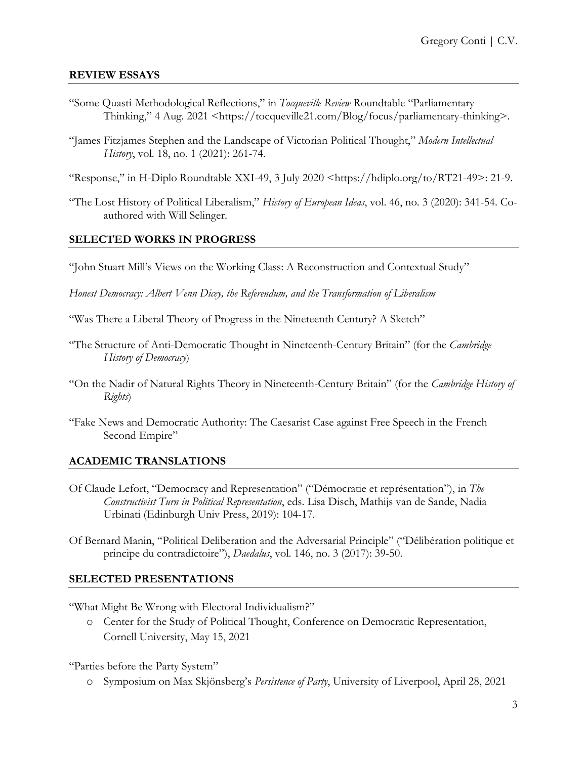## REVIEW ESSAYS

"Some Quasti-Methodological Reflections," in *Tocqueville Review* Roundtable "Parliamentary Thinking," 4 Aug. 2021 <https://tocqueville21.com/Blog/focus/parliamentary-thinking>.

"James Fitzjames Stephen and the Landscape of Victorian Political Thought," *Modern Intellectual History*, vol. 18, no. 1 (2021): 261-74.

"Response," in H-Diplo Roundtable XXI-49, 3 July 2020 <https://hdiplo.org/to/RT21-49>: 21-9.

"The Lost History of Political Liberalism," *History of European Ideas*, vol. 46, no. 3 (2020): 341-54. Co-authored with Will Selinger.

## SELECTED WORKS IN PROGRESS

"John Stuart Mill's Views on the Working Class: A Reconstruction and Contextual Study"

*Honest Democracy: Albert Venn Dicey, the Referendum, and the Transformation of Liberalism*

"Was There a Liberal Theory of Progress in the Nineteenth Century? A Sketch"

"The Structure of Anti-Democratic Thought in Nineteenth-Century Britain" (for the *Cambridge History of Democracy*)

"On the Nadir of Natural Rights Theory in Nineteenth-Century Britain" (for the *Cambridge History of Rights*)

"Fake News and Democratic Authority: The Caesarist Case against Free Speech in the French Second Empire"

## ACADEMIC TRANSLATIONS

Of Claude Lefort, "Democracy and Representation" ("Démocratie et représentation"), in *The Constructivist Turn in Political Representation*, eds. Lisa Disch, Mathijs van de Sande, Nadia Urbinati (Edinburgh Univ Press, 2019): 104-17.

Of Bernard Manin, "Political Deliberation and the Adversarial Principle" ("Délibération politique et principe du contradictoire"), *Daedalus*, vol. 146, no. 3 (2017): 39-50.

## SELECTED PRESENTATIONS

"What Might Be Wrong with Electoral Individualism?"

- Center for the Study of Political Thought, Conference on Democratic Representation, Cornell University, May 15, 2021

"Parties before the Party System"

- Symposium on Max Skjönsberg's *Persistence of Party*, University of Liverpool, April 28, 2021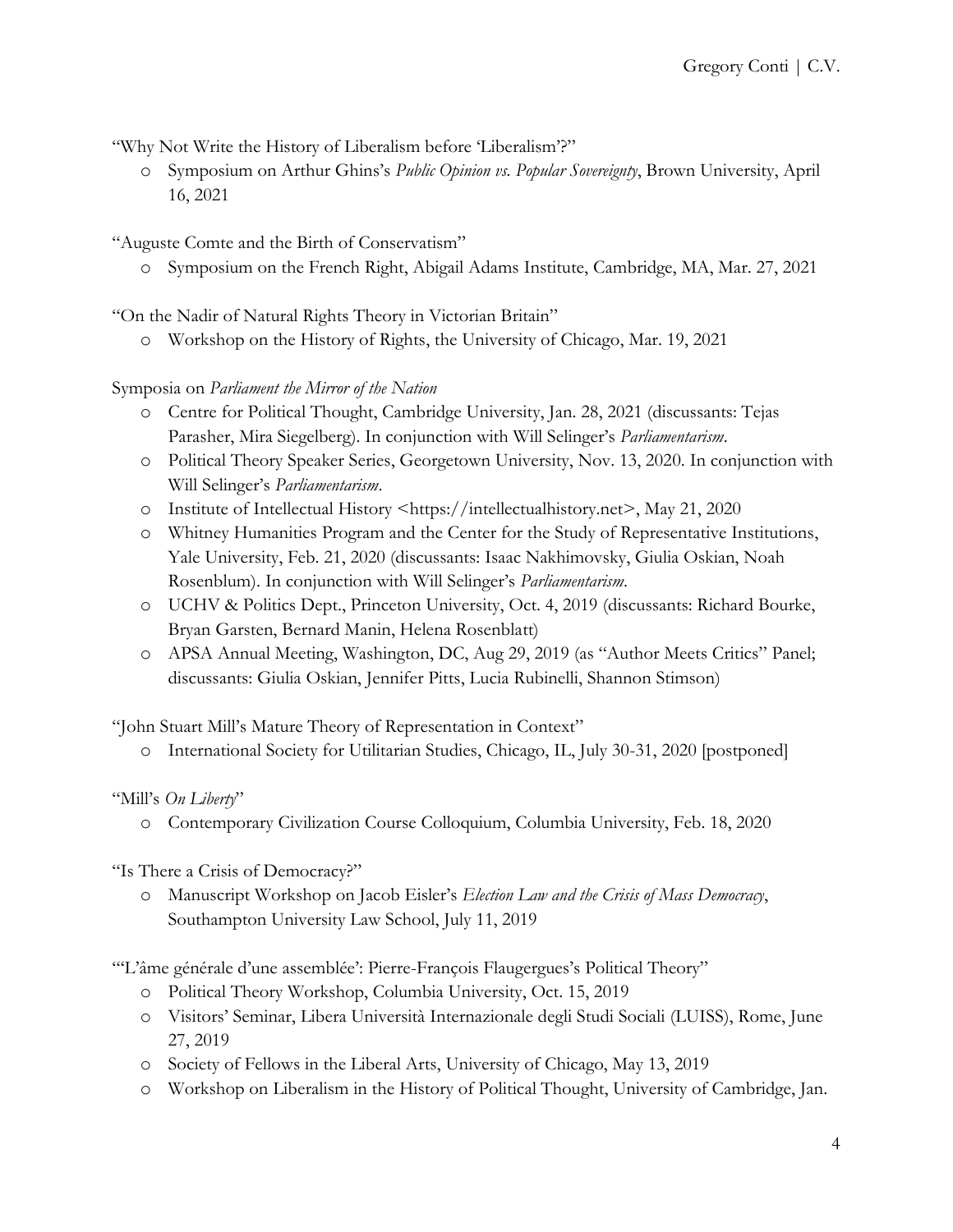"Why Not Write the History of Liberalism before 'Liberalism'?"

- Symposium on Arthur Ghins's *Public Opinion vs. Popular Sovereignty*, Brown University, April 16, 2021

"Auguste Comte and the Birth of Conservatism"

- Symposium on the French Right, Abigail Adams Institute, Cambridge, MA, Mar. 27, 2021

"On the Nadir of Natural Rights Theory in Victorian Britain"

- Workshop on the History of Rights, the University of Chicago, Mar. 19, 2021

Symposia on *Parliament the Mirror of the Nation*

- Centre for Political Thought, Cambridge University, Jan. 28, 2021 (discussants: Tejas Parasher, Mira Siegelberg). In conjunction with Will Selinger's *Parliamentarism*.
- Political Theory Speaker Series, Georgetown University, Nov. 13, 2020. In conjunction with Will Selinger's *Parliamentarism*.
- Institute of Intellectual History <https://intellectualhistory.net>, May 21, 2020
- Whitney Humanities Program and the Center for the Study of Representative Institutions, Yale University, Feb. 21, 2020 (discussants: Isaac Nakhimovsky, Giulia Oskian, Noah Rosenblum). In conjunction with Will Selinger's *Parliamentarism*.
- UCHV & Politics Dept., Princeton University, Oct. 4, 2019 (discussants: Richard Bourke, Bryan Garsten, Bernard Manin, Helena Rosenblatt)
- APSA Annual Meeting, Washington, DC, Aug 29, 2019 (as "Author Meets Critics" Panel; discussants: Giulia Oskian, Jennifer Pitts, Lucia Rubinelli, Shannon Stimson)

"John Stuart Mill's Mature Theory of Representation in Context"

- International Society for Utilitarian Studies, Chicago, IL, July 30-31, 2020 [postponed]

"Mill's *On Liberty*"

- Contemporary Civilization Course Colloquium, Columbia University, Feb. 18, 2020

"Is There a Crisis of Democracy?"

- Manuscript Workshop on Jacob Eisler's *Election Law and the Crisis of Mass Democracy*, Southampton University Law School, July 11, 2019

"'L'âme générale d'une assemblée': Pierre-François Flaugergues's Political Theory"

- Political Theory Workshop, Columbia University, Oct. 15, 2019
- Visitors' Seminar, Libera Università Internazionale degli Studi Sociali (LUISS), Rome, June 27, 2019
- Society of Fellows in the Liberal Arts, University of Chicago, May 13, 2019
- Workshop on Liberalism in the History of Political Thought, University of Cambridge, Jan.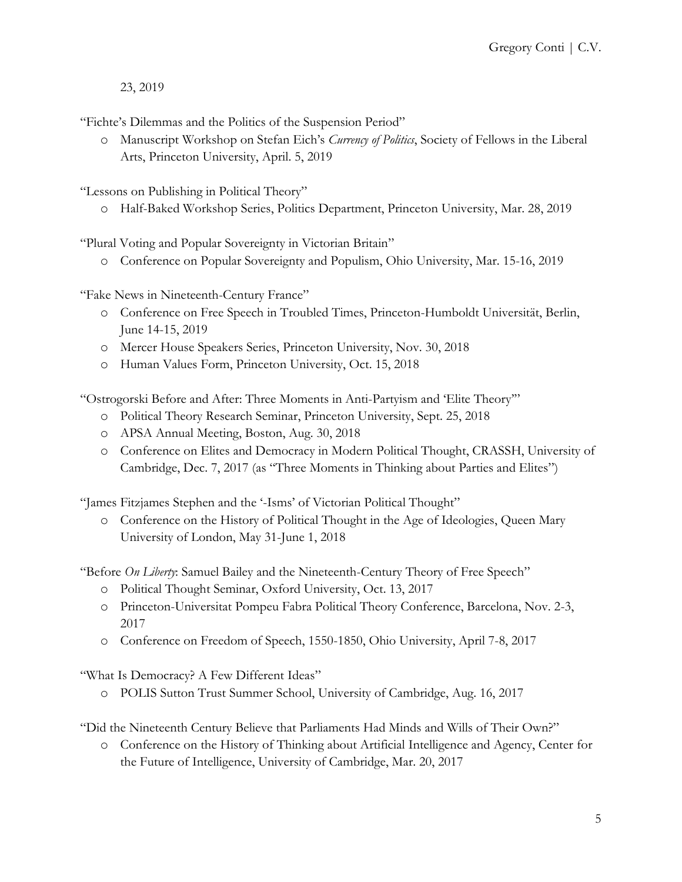23, 2019

"Fichte's Dilemmas and the Politics of the Suspension Period"

- Manuscript Workshop on Stefan Eich's *Currency of Politics*, Society of Fellows in the Liberal Arts, Princeton University, April. 5, 2019

"Lessons on Publishing in Political Theory"

- Half-Baked Workshop Series, Politics Department, Princeton University, Mar. 28, 2019

"Plural Voting and Popular Sovereignty in Victorian Britain"

- Conference on Popular Sovereignty and Populism, Ohio University, Mar. 15-16, 2019

"Fake News in Nineteenth-Century France"

- Conference on Free Speech in Troubled Times, Princeton-Humboldt Universität, Berlin, June 14-15, 2019
- Mercer House Speakers Series, Princeton University, Nov. 30, 2018
- Human Values Form, Princeton University, Oct. 15, 2018

"Ostrogorski Before and After: Three Moments in Anti-Partyism and 'Elite Theory'"

- Political Theory Research Seminar, Princeton University, Sept. 25, 2018
- APSA Annual Meeting, Boston, Aug. 30, 2018
- Conference on Elites and Democracy in Modern Political Thought, CRASSH, University of Cambridge, Dec. 7, 2017 (as "Three Moments in Thinking about Parties and Elites")

"James Fitzjames Stephen and the '-Isms' of Victorian Political Thought"

- Conference on the History of Political Thought in the Age of Ideologies, Queen Mary University of London, May 31-June 1, 2018

"Before *On Liberty*: Samuel Bailey and the Nineteenth-Century Theory of Free Speech"

- Political Thought Seminar, Oxford University, Oct. 13, 2017
- Princeton-Universitat Pompeu Fabra Political Theory Conference, Barcelona, Nov. 2-3, 2017
- Conference on Freedom of Speech, 1550-1850, Ohio University, April 7-8, 2017

"What Is Democracy? A Few Different Ideas"

- POLIS Sutton Trust Summer School, University of Cambridge, Aug. 16, 2017

"Did the Nineteenth Century Believe that Parliaments Had Minds and Wills of Their Own?"

- Conference on the History of Thinking about Artificial Intelligence and Agency, Center for the Future of Intelligence, University of Cambridge, Mar. 20, 2017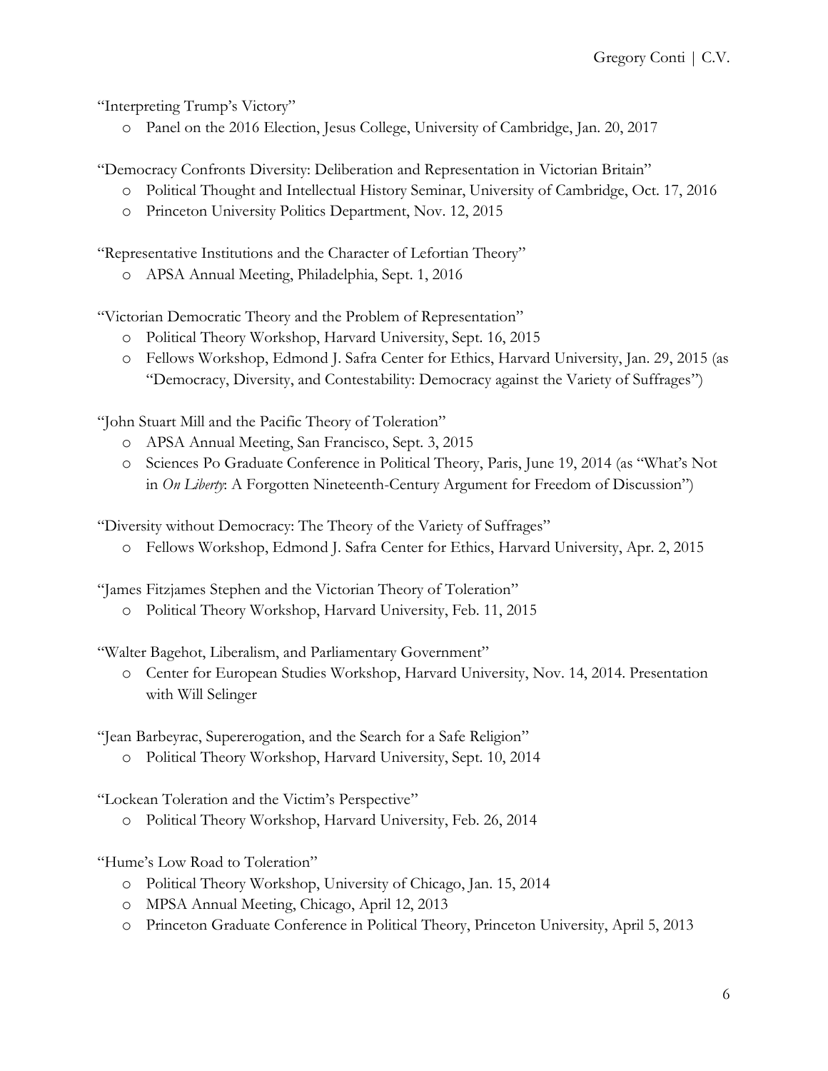"Interpreting Trump's Victory"

- Panel on the 2016 Election, Jesus College, University of Cambridge, Jan. 20, 2017

"Democracy Confronts Diversity: Deliberation and Representation in Victorian Britain"

- Political Thought and Intellectual History Seminar, University of Cambridge, Oct. 17, 2016
- Princeton University Politics Department, Nov. 12, 2015

"Representative Institutions and the Character of Lefortian Theory"

- APSA Annual Meeting, Philadelphia, Sept. 1, 2016

"Victorian Democratic Theory and the Problem of Representation"

- Political Theory Workshop, Harvard University, Sept. 16, 2015
- Fellows Workshop, Edmond J. Safra Center for Ethics, Harvard University, Jan. 29, 2015 (as "Democracy, Diversity, and Contestability: Democracy against the Variety of Suffrages")

"John Stuart Mill and the Pacific Theory of Toleration"

- APSA Annual Meeting, San Francisco, Sept. 3, 2015
- Sciences Po Graduate Conference in Political Theory, Paris, June 19, 2014 (as "What's Not in *On Liberty*: A Forgotten Nineteenth-Century Argument for Freedom of Discussion")

"Diversity without Democracy: The Theory of the Variety of Suffrages"

- Fellows Workshop, Edmond J. Safra Center for Ethics, Harvard University, Apr. 2, 2015

"James Fitzjames Stephen and the Victorian Theory of Toleration"

- Political Theory Workshop, Harvard University, Feb. 11, 2015

"Walter Bagehot, Liberalism, and Parliamentary Government"

- Center for European Studies Workshop, Harvard University, Nov. 14, 2014. Presentation with Will Selinger

"Jean Barbeyrac, Supererogation, and the Search for a Safe Religion"

- Political Theory Workshop, Harvard University, Sept. 10, 2014

"Lockean Toleration and the Victim's Perspective"

- Political Theory Workshop, Harvard University, Feb. 26, 2014

"Hume's Low Road to Toleration"

- Political Theory Workshop, University of Chicago, Jan. 15, 2014
- MPSA Annual Meeting, Chicago, April 12, 2013
- Princeton Graduate Conference in Political Theory, Princeton University, April 5, 2013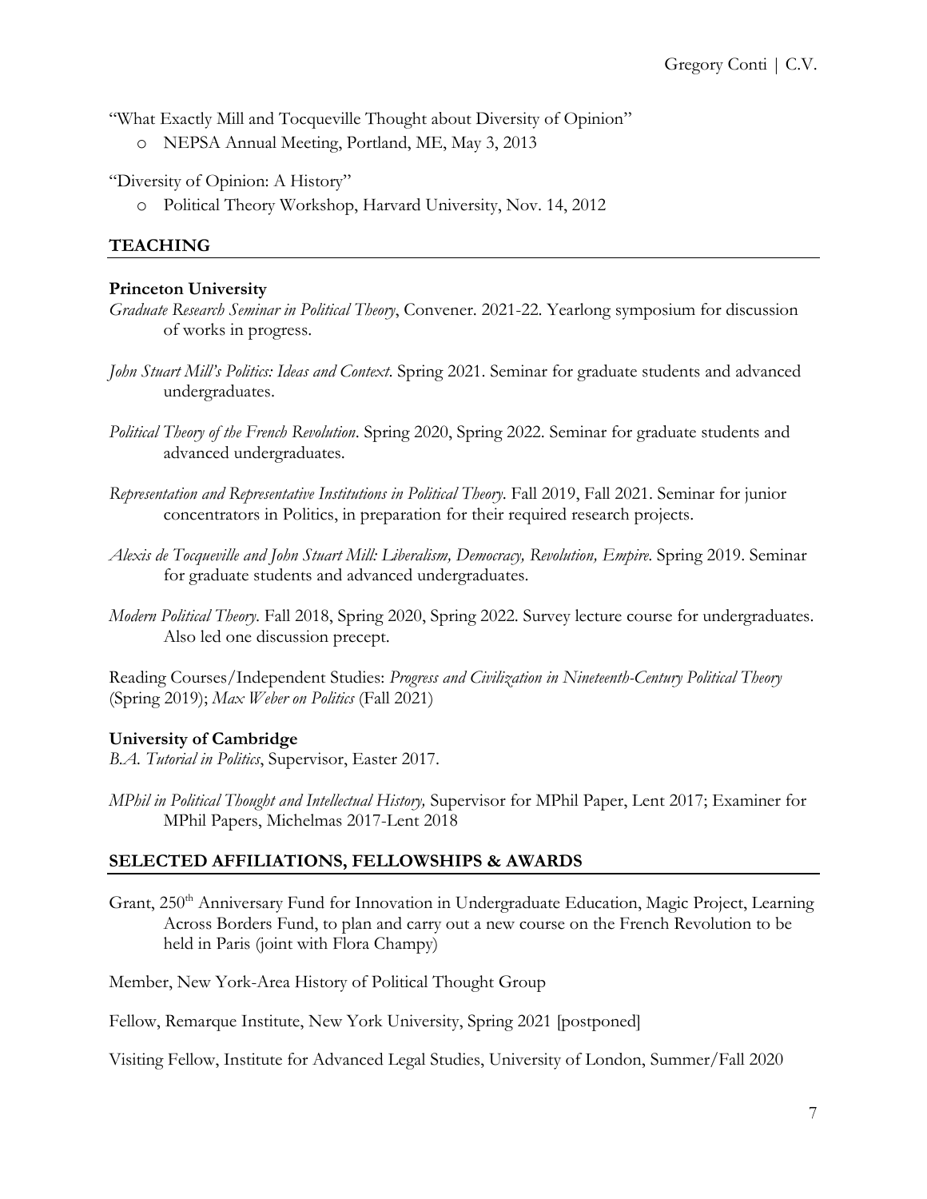"What Exactly Mill and Tocqueville Thought about Diversity of Opinion"

- NEPSA Annual Meeting, Portland, ME, May 3, 2013

"Diversity of Opinion: A History"

- Political Theory Workshop, Harvard University, Nov. 14, 2012

## TEACHING

**Princeton University**

*Graduate Research Seminar in Political Theory*, Convener. 2021-22. Yearlong symposium for discussion of works in progress.

*John Stuart Mill's Politics: Ideas and Context*. Spring 2021. Seminar for graduate students and advanced undergraduates.

*Political Theory of the French Revolution*. Spring 2020, Spring 2022. Seminar for graduate students and advanced undergraduates.

*Representation and Representative Institutions in Political Theory*. Fall 2019, Fall 2021. Seminar for junior concentrators in Politics, in preparation for their required research projects.

*Alexis de Tocqueville and John Stuart Mill: Liberalism, Democracy, Revolution, Empire*. Spring 2019. Seminar for graduate students and advanced undergraduates.

*Modern Political Theory*. Fall 2018, Spring 2020, Spring 2022. Survey lecture course for undergraduates. Also led one discussion precept.

Reading Courses/Independent Studies: *Progress and Civilization in Nineteenth-Century Political Theory* (Spring 2019); *Max Weber on Politics* (Fall 2021)

**University of Cambridge**

*B.A. Tutorial in Politics*, Supervisor, Easter 2017.

*MPhil in Political Thought and Intellectual History,* Supervisor for MPhil Paper, Lent 2017; Examiner for MPhil Papers, Michelmas 2017-Lent 2018

## SELECTED AFFILIATIONS, FELLOWSHIPS & AWARDS

Grant, 250th Anniversary Fund for Innovation in Undergraduate Education, Magic Project, Learning Across Borders Fund, to plan and carry out a new course on the French Revolution to be held in Paris (joint with Flora Champy)

Member, New York-Area History of Political Thought Group

Fellow, Remarque Institute, New York University, Spring 2021 [postponed]

Visiting Fellow, Institute for Advanced Legal Studies, University of London, Summer/Fall 2020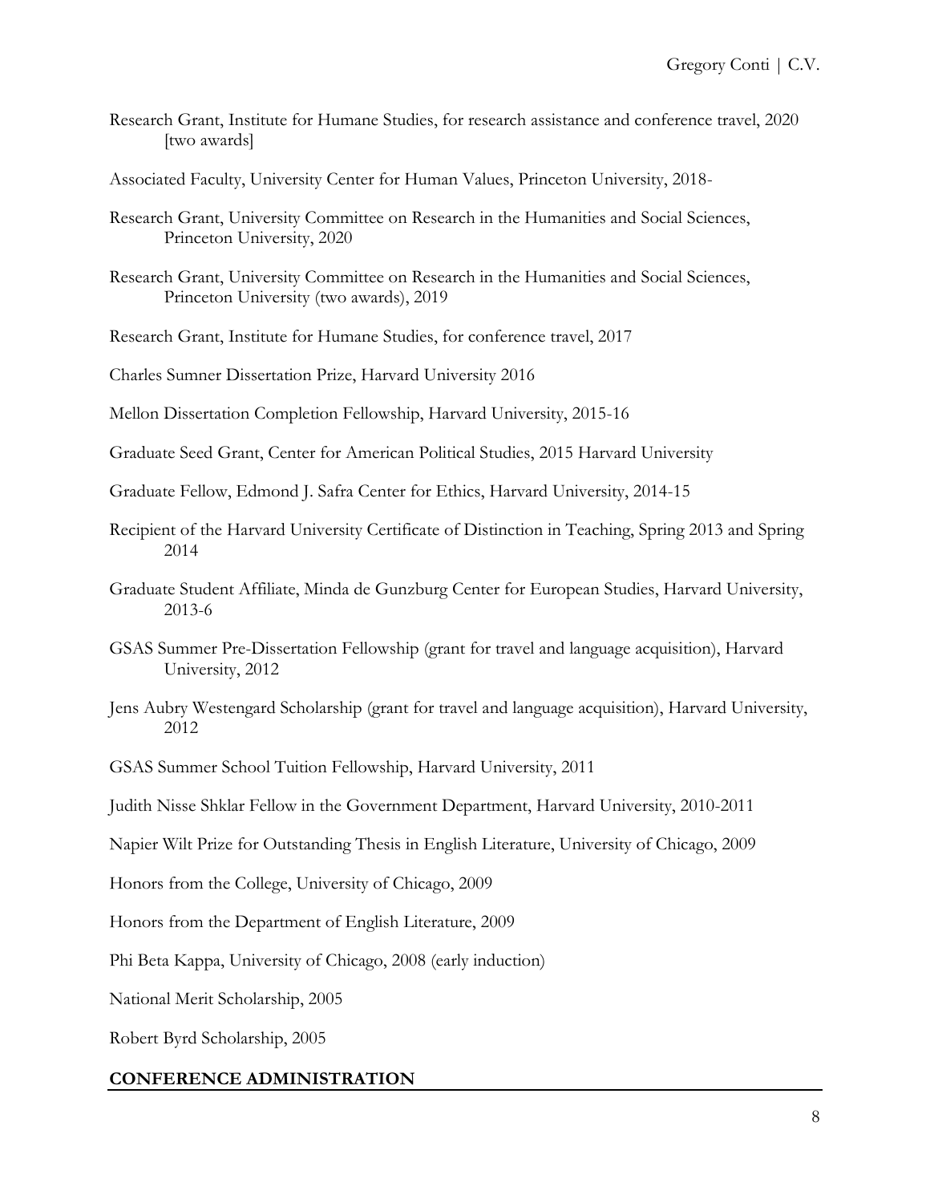Research Grant, Institute for Humane Studies, for research assistance and conference travel, 2020 [two awards]

Associated Faculty, University Center for Human Values, Princeton University, 2018-

Research Grant, University Committee on Research in the Humanities and Social Sciences, Princeton University, 2020

Research Grant, University Committee on Research in the Humanities and Social Sciences, Princeton University (two awards), 2019

Research Grant, Institute for Humane Studies, for conference travel, 2017

Charles Sumner Dissertation Prize, Harvard University 2016

Mellon Dissertation Completion Fellowship, Harvard University, 2015-16

Graduate Seed Grant, Center for American Political Studies, 2015 Harvard University

Graduate Fellow, Edmond J. Safra Center for Ethics, Harvard University, 2014-15

Recipient of the Harvard University Certificate of Distinction in Teaching, Spring 2013 and Spring 2014

Graduate Student Affiliate, Minda de Gunzburg Center for European Studies, Harvard University, 2013-6

GSAS Summer Pre-Dissertation Fellowship (grant for travel and language acquisition), Harvard University, 2012

Jens Aubry Westengard Scholarship (grant for travel and language acquisition), Harvard University, 2012

GSAS Summer School Tuition Fellowship, Harvard University, 2011

Judith Nisse Shklar Fellow in the Government Department, Harvard University, 2010-2011

Napier Wilt Prize for Outstanding Thesis in English Literature, University of Chicago, 2009

Honors from the College, University of Chicago, 2009

Honors from the Department of English Literature, 2009

Phi Beta Kappa, University of Chicago, 2008 (early induction)

National Merit Scholarship, 2005

Robert Byrd Scholarship, 2005

## CONFERENCE ADMINISTRATION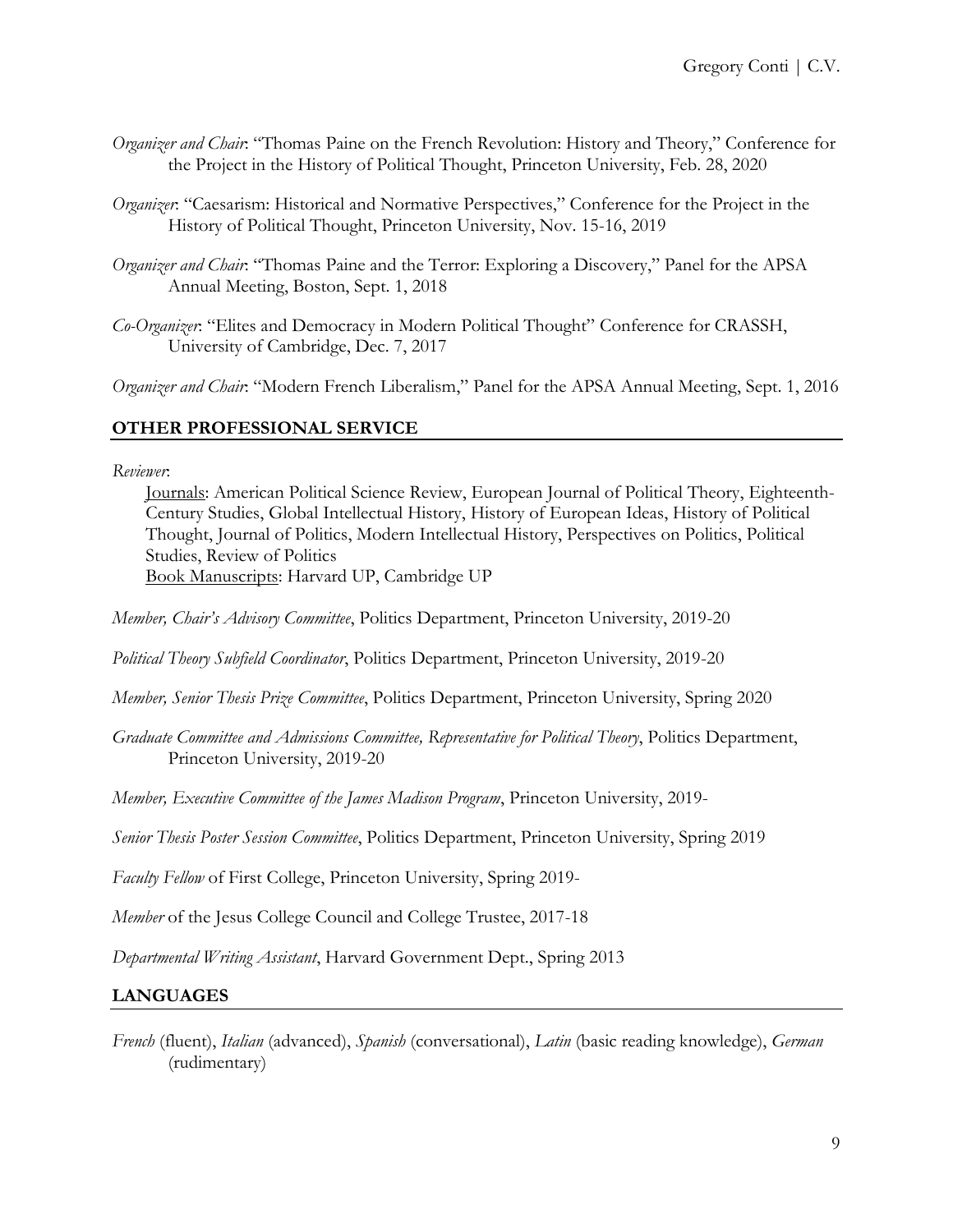*Organizer and Chair*: "Thomas Paine on the French Revolution: History and Theory," Conference for the Project in the History of Political Thought, Princeton University, Feb. 28, 2020

*Organizer*: "Caesarism: Historical and Normative Perspectives," Conference for the Project in the History of Political Thought, Princeton University, Nov. 15-16, 2019

*Organizer and Chair*: "Thomas Paine and the Terror: Exploring a Discovery," Panel for the APSA Annual Meeting, Boston, Sept. 1, 2018

*Co-Organizer*: "Elites and Democracy in Modern Political Thought" Conference for CRASSH, University of Cambridge, Dec. 7, 2017

*Organizer and Chair*: "Modern French Liberalism," Panel for the APSA Annual Meeting, Sept. 1, 2016

## OTHER PROFESSIONAL SERVICE

*Reviewer*:

Journals: American Political Science Review, European Journal of Political Theory, Eighteenth-Century Studies, Global Intellectual History, History of European Ideas, History of Political Thought, Journal of Politics, Modern Intellectual History, Perspectives on Politics, Political Studies, Review of Politics

Book Manuscripts: Harvard UP, Cambridge UP

*Member, Chair's Advisory Committee*, Politics Department, Princeton University, 2019-20

*Political Theory Subfield Coordinator*, Politics Department, Princeton University, 2019-20

*Member, Senior Thesis Prize Committee*, Politics Department, Princeton University, Spring 2020

*Graduate Committee and Admissions Committee, Representative for Political Theory*, Politics Department, Princeton University, 2019-20

*Member, Executive Committee of the James Madison Program*, Princeton University, 2019-

*Senior Thesis Poster Session Committee*, Politics Department, Princeton University, Spring 2019

*Faculty Fellow* of First College, Princeton University, Spring 2019-

*Member* of the Jesus College Council and College Trustee, 2017-18

*Departmental Writing Assistant*, Harvard Government Dept., Spring 2013

## LANGUAGES

*French* (fluent), *Italian* (advanced), *Spanish* (conversational), *Latin* (basic reading knowledge), *German* (rudimentary)